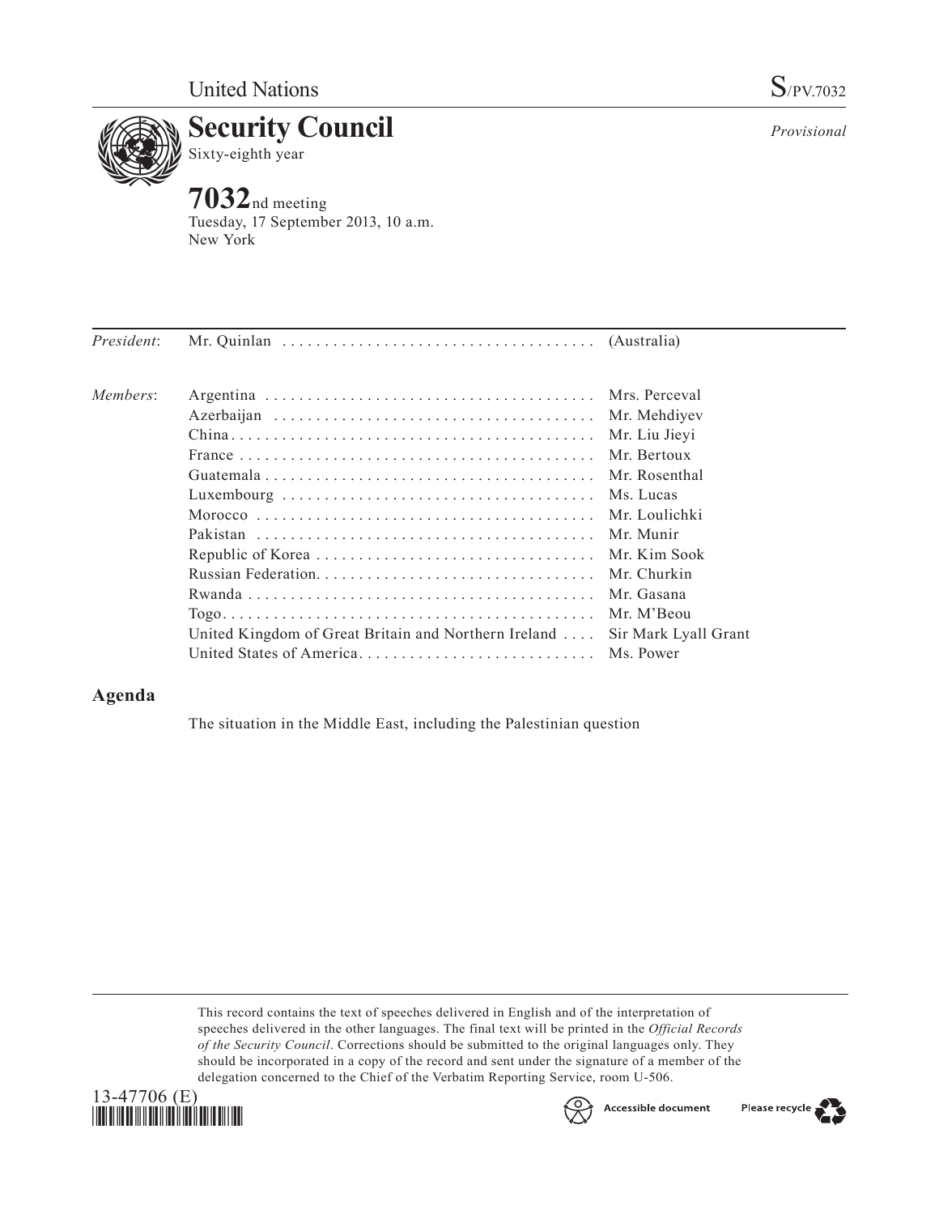United Nations

S/PV.7032

# Security Council

Sixty-eighth year

*Provisional*

# 7032nd meeting

Tuesday, 17 September 2013, 10 a.m.
New York

| | | |
|---|---|---|
| *President*: | Mr. Quinlan | (Australia) |
| *Members*: | Argentina | Mrs. Perceval |
| | Azerbaijan | Mr. Mehdiyev |
| | China | Mr. Liu Jieyi |
| | France | Mr. Bertoux |
| | Guatemala | Mr. Rosenthal |
| | Luxembourg | Ms. Lucas |
| | Morocco | Mr. Loulichki |
| | Pakistan | Mr. Munir |
| | Republic of Korea | Mr. Kim Sook |
| | Russian Federation | Mr. Churkin |
| | Rwanda | Mr. Gasana |
| | Togo | Mr. M'Beou |
| | United Kingdom of Great Britain and Northern Ireland | Sir Mark Lyall Grant |
| | United States of America | Ms. Power |

## Agenda

The situation in the Middle East, including the Palestinian question

This record contains the text of speeches delivered in English and of the interpretation of speeches delivered in the other languages. The final text will be printed in the *Official Records of the Security Council*. Corrections should be submitted to the original languages only. They should be incorporated in a copy of the record and sent under the signature of a member of the delegation concerned to the Chief of the Verbatim Reporting Service, room U-506.

13-47706 (E)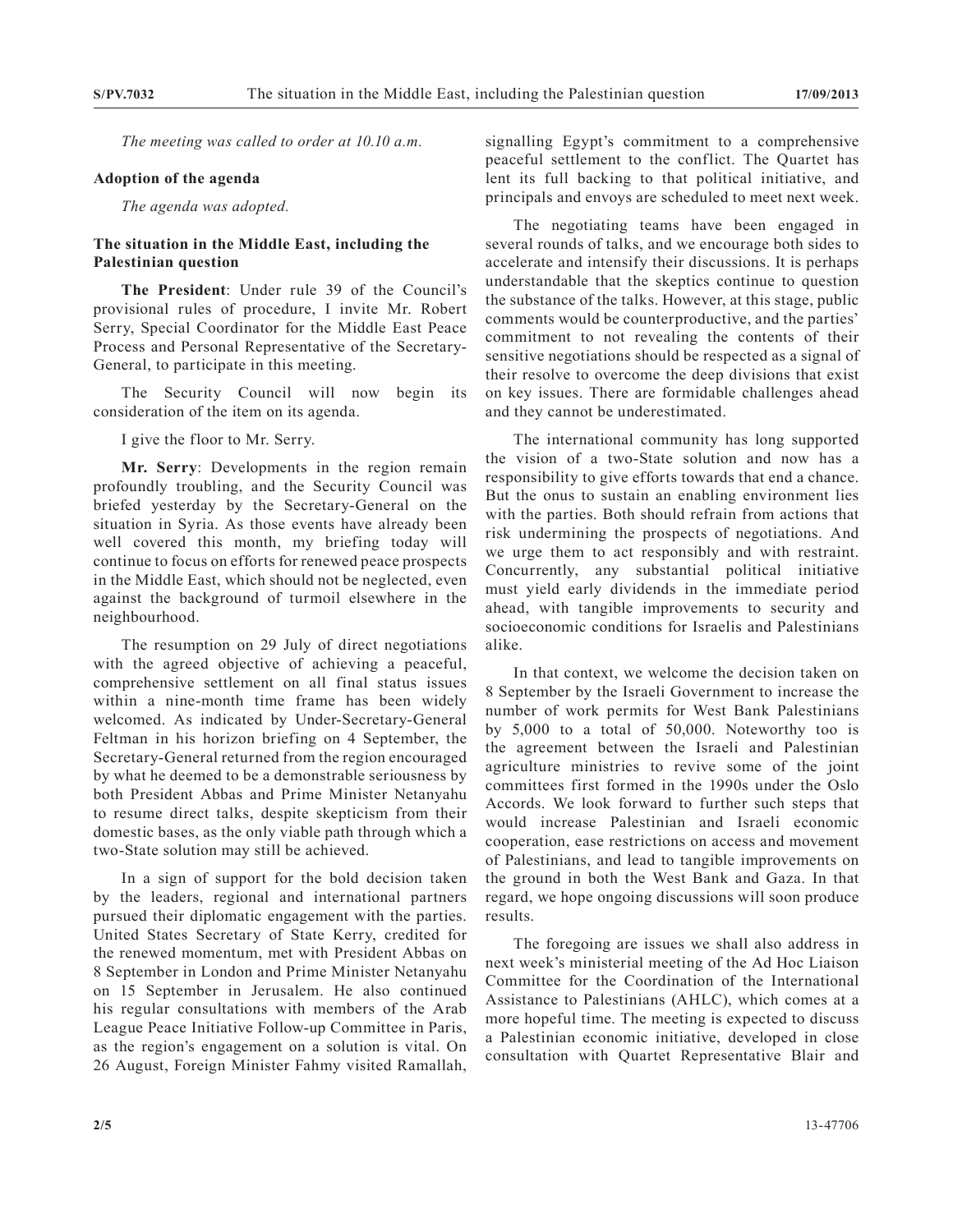*The meeting was called to order at 10.10 a.m.*

**Adoption of the agenda**

*The agenda was adopted.*

**The situation in the Middle East, including the Palestinian question**

**The President**: Under rule 39 of the Council's provisional rules of procedure, I invite Mr. Robert Serry, Special Coordinator for the Middle East Peace Process and Personal Representative of the Secretary-General, to participate in this meeting.

The Security Council will now begin its consideration of the item on its agenda.

I give the floor to Mr. Serry.

**Mr. Serry**: Developments in the region remain profoundly troubling, and the Security Council was briefed yesterday by the Secretary-General on the situation in Syria. As those events have already been well covered this month, my briefing today will continue to focus on efforts for renewed peace prospects in the Middle East, which should not be neglected, even against the background of turmoil elsewhere in the neighbourhood.

The resumption on 29 July of direct negotiations with the agreed objective of achieving a peaceful, comprehensive settlement on all final status issues within a nine-month time frame has been widely welcomed. As indicated by Under-Secretary-General Feltman in his horizon briefing on 4 September, the Secretary-General returned from the region encouraged by what he deemed to be a demonstrable seriousness by both President Abbas and Prime Minister Netanyahu to resume direct talks, despite skepticism from their domestic bases, as the only viable path through which a two-State solution may still be achieved.

In a sign of support for the bold decision taken by the leaders, regional and international partners pursued their diplomatic engagement with the parties. United States Secretary of State Kerry, credited for the renewed momentum, met with President Abbas on 8 September in London and Prime Minister Netanyahu on 15 September in Jerusalem. He also continued his regular consultations with members of the Arab League Peace Initiative Follow-up Committee in Paris, as the region's engagement on a solution is vital. On 26 August, Foreign Minister Fahmy visited Ramallah, signalling Egypt's commitment to a comprehensive peaceful settlement to the conflict. The Quartet has lent its full backing to that political initiative, and principals and envoys are scheduled to meet next week.

The negotiating teams have been engaged in several rounds of talks, and we encourage both sides to accelerate and intensify their discussions. It is perhaps understandable that the skeptics continue to question the substance of the talks. However, at this stage, public comments would be counterproductive, and the parties' commitment to not revealing the contents of their sensitive negotiations should be respected as a signal of their resolve to overcome the deep divisions that exist on key issues. There are formidable challenges ahead and they cannot be underestimated.

The international community has long supported the vision of a two-State solution and now has a responsibility to give efforts towards that end a chance. But the onus to sustain an enabling environment lies with the parties. Both should refrain from actions that risk undermining the prospects of negotiations. And we urge them to act responsibly and with restraint. Concurrently, any substantial political initiative must yield early dividends in the immediate period ahead, with tangible improvements to security and socioeconomic conditions for Israelis and Palestinians alike.

In that context, we welcome the decision taken on 8 September by the Israeli Government to increase the number of work permits for West Bank Palestinians by 5,000 to a total of 50,000. Noteworthy too is the agreement between the Israeli and Palestinian agriculture ministries to revive some of the joint committees first formed in the 1990s under the Oslo Accords. We look forward to further such steps that would increase Palestinian and Israeli economic cooperation, ease restrictions on access and movement of Palestinians, and lead to tangible improvements on the ground in both the West Bank and Gaza. In that regard, we hope ongoing discussions will soon produce results.

The foregoing are issues we shall also address in next week's ministerial meeting of the Ad Hoc Liaison Committee for the Coordination of the International Assistance to Palestinians (AHLC), which comes at a more hopeful time. The meeting is expected to discuss a Palestinian economic initiative, developed in close consultation with Quartet Representative Blair and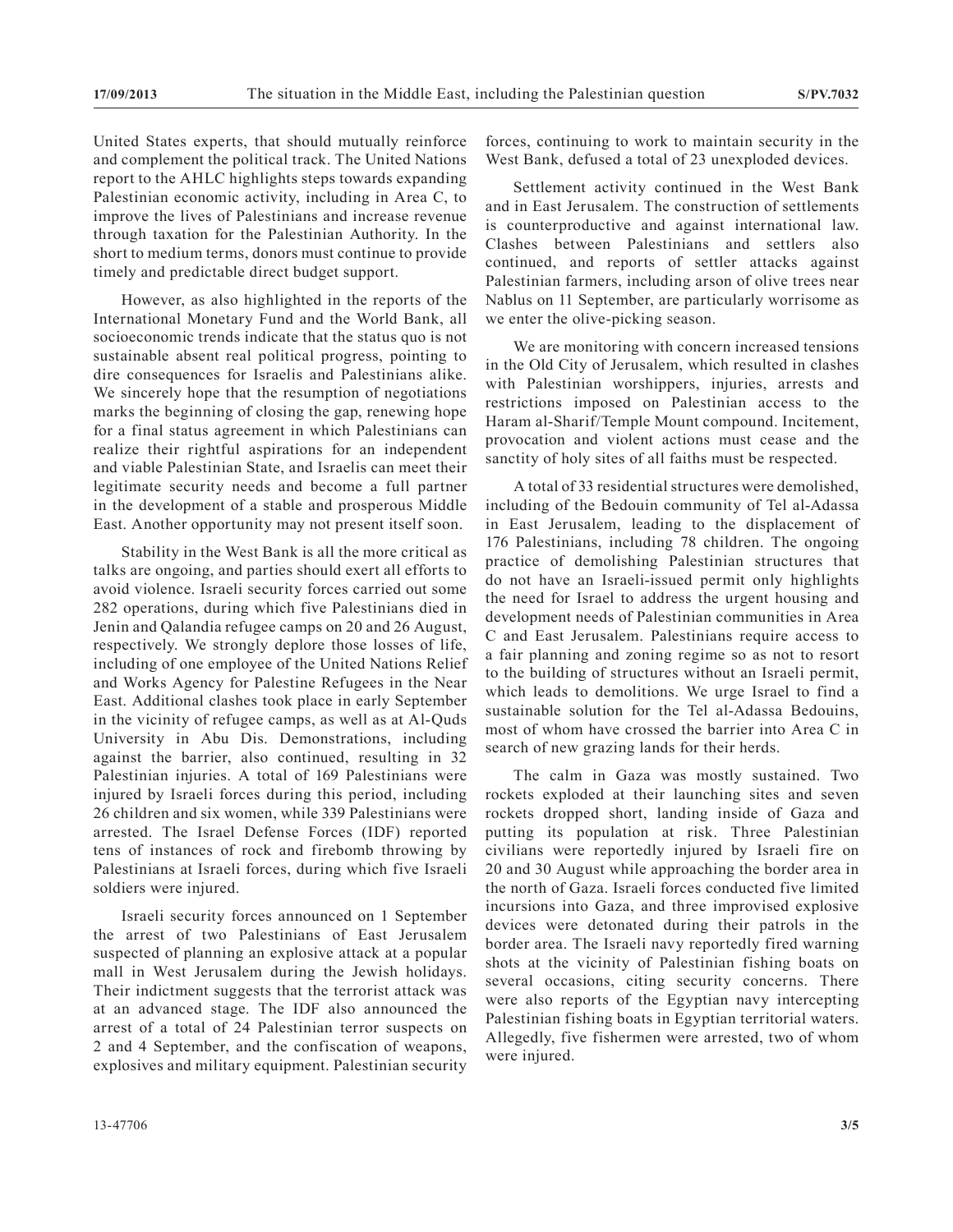United States experts, that should mutually reinforce and complement the political track. The United Nations report to the AHLC highlights steps towards expanding Palestinian economic activity, including in Area C, to improve the lives of Palestinians and increase revenue through taxation for the Palestinian Authority. In the short to medium terms, donors must continue to provide timely and predictable direct budget support.

However, as also highlighted in the reports of the International Monetary Fund and the World Bank, all socioeconomic trends indicate that the status quo is not sustainable absent real political progress, pointing to dire consequences for Israelis and Palestinians alike. We sincerely hope that the resumption of negotiations marks the beginning of closing the gap, renewing hope for a final status agreement in which Palestinians can realize their rightful aspirations for an independent and viable Palestinian State, and Israelis can meet their legitimate security needs and become a full partner in the development of a stable and prosperous Middle East. Another opportunity may not present itself soon.

Stability in the West Bank is all the more critical as talks are ongoing, and parties should exert all efforts to avoid violence. Israeli security forces carried out some 282 operations, during which five Palestinians died in Jenin and Qalandia refugee camps on 20 and 26 August, respectively. We strongly deplore those losses of life, including of one employee of the United Nations Relief and Works Agency for Palestine Refugees in the Near East. Additional clashes took place in early September in the vicinity of refugee camps, as well as at Al-Quds University in Abu Dis. Demonstrations, including against the barrier, also continued, resulting in 32 Palestinian injuries. A total of 169 Palestinians were injured by Israeli forces during this period, including 26 children and six women, while 339 Palestinians were arrested. The Israel Defense Forces (IDF) reported tens of instances of rock and firebomb throwing by Palestinians at Israeli forces, during which five Israeli soldiers were injured.

Israeli security forces announced on 1 September the arrest of two Palestinians of East Jerusalem suspected of planning an explosive attack at a popular mall in West Jerusalem during the Jewish holidays. Their indictment suggests that the terrorist attack was at an advanced stage. The IDF also announced the arrest of a total of 24 Palestinian terror suspects on 2 and 4 September, and the confiscation of weapons, explosives and military equipment. Palestinian security forces, continuing to work to maintain security in the West Bank, defused a total of 23 unexploded devices.

Settlement activity continued in the West Bank and in East Jerusalem. The construction of settlements is counterproductive and against international law. Clashes between Palestinians and settlers also continued, and reports of settler attacks against Palestinian farmers, including arson of olive trees near Nablus on 11 September, are particularly worrisome as we enter the olive-picking season.

We are monitoring with concern increased tensions in the Old City of Jerusalem, which resulted in clashes with Palestinian worshippers, injuries, arrests and restrictions imposed on Palestinian access to the Haram al-Sharif/Temple Mount compound. Incitement, provocation and violent actions must cease and the sanctity of holy sites of all faiths must be respected.

A total of 33 residential structures were demolished, including of the Bedouin community of Tel al-Adassa in East Jerusalem, leading to the displacement of 176 Palestinians, including 78 children. The ongoing practice of demolishing Palestinian structures that do not have an Israeli-issued permit only highlights the need for Israel to address the urgent housing and development needs of Palestinian communities in Area C and East Jerusalem. Palestinians require access to a fair planning and zoning regime so as not to resort to the building of structures without an Israeli permit, which leads to demolitions. We urge Israel to find a sustainable solution for the Tel al-Adassa Bedouins, most of whom have crossed the barrier into Area C in search of new grazing lands for their herds.

The calm in Gaza was mostly sustained. Two rockets exploded at their launching sites and seven rockets dropped short, landing inside of Gaza and putting its population at risk. Three Palestinian civilians were reportedly injured by Israeli fire on 20 and 30 August while approaching the border area in the north of Gaza. Israeli forces conducted five limited incursions into Gaza, and three improvised explosive devices were detonated during their patrols in the border area. The Israeli navy reportedly fired warning shots at the vicinity of Palestinian fishing boats on several occasions, citing security concerns. There were also reports of the Egyptian navy intercepting Palestinian fishing boats in Egyptian territorial waters. Allegedly, five fishermen were arrested, two of whom were injured.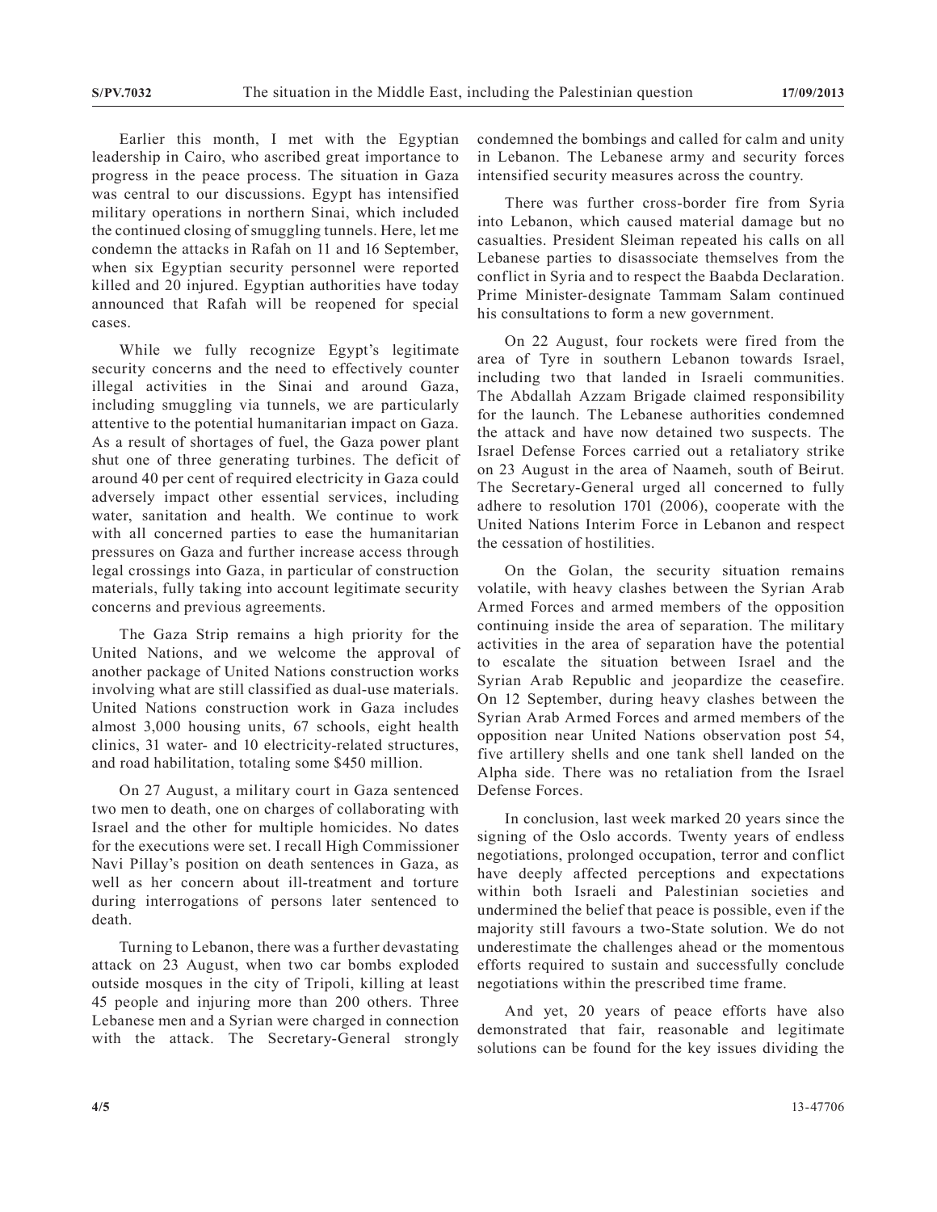Earlier this month, I met with the Egyptian leadership in Cairo, who ascribed great importance to progress in the peace process. The situation in Gaza was central to our discussions. Egypt has intensified military operations in northern Sinai, which included the continued closing of smuggling tunnels. Here, let me condemn the attacks in Rafah on 11 and 16 September, when six Egyptian security personnel were reported killed and 20 injured. Egyptian authorities have today announced that Rafah will be reopened for special cases.

While we fully recognize Egypt's legitimate security concerns and the need to effectively counter illegal activities in the Sinai and around Gaza, including smuggling via tunnels, we are particularly attentive to the potential humanitarian impact on Gaza. As a result of shortages of fuel, the Gaza power plant shut one of three generating turbines. The deficit of around 40 per cent of required electricity in Gaza could adversely impact other essential services, including water, sanitation and health. We continue to work with all concerned parties to ease the humanitarian pressures on Gaza and further increase access through legal crossings into Gaza, in particular of construction materials, fully taking into account legitimate security concerns and previous agreements.

The Gaza Strip remains a high priority for the United Nations, and we welcome the approval of another package of United Nations construction works involving what are still classified as dual-use materials. United Nations construction work in Gaza includes almost 3,000 housing units, 67 schools, eight health clinics, 31 water- and 10 electricity-related structures, and road habilitation, totaling some $450 million.

On 27 August, a military court in Gaza sentenced two men to death, one on charges of collaborating with Israel and the other for multiple homicides. No dates for the executions were set. I recall High Commissioner Navi Pillay's position on death sentences in Gaza, as well as her concern about ill-treatment and torture during interrogations of persons later sentenced to death.

Turning to Lebanon, there was a further devastating attack on 23 August, when two car bombs exploded outside mosques in the city of Tripoli, killing at least 45 people and injuring more than 200 others. Three Lebanese men and a Syrian were charged in connection with the attack. The Secretary-General strongly condemned the bombings and called for calm and unity in Lebanon. The Lebanese army and security forces intensified security measures across the country.

There was further cross-border fire from Syria into Lebanon, which caused material damage but no casualties. President Sleiman repeated his calls on all Lebanese parties to disassociate themselves from the conflict in Syria and to respect the Baabda Declaration. Prime Minister-designate Tammam Salam continued his consultations to form a new government.

On 22 August, four rockets were fired from the area of Tyre in southern Lebanon towards Israel, including two that landed in Israeli communities. The Abdallah Azzam Brigade claimed responsibility for the launch. The Lebanese authorities condemned the attack and have now detained two suspects. The Israel Defense Forces carried out a retaliatory strike on 23 August in the area of Naameh, south of Beirut. The Secretary-General urged all concerned to fully adhere to resolution 1701 (2006), cooperate with the United Nations Interim Force in Lebanon and respect the cessation of hostilities.

On the Golan, the security situation remains volatile, with heavy clashes between the Syrian Arab Armed Forces and armed members of the opposition continuing inside the area of separation. The military activities in the area of separation have the potential to escalate the situation between Israel and the Syrian Arab Republic and jeopardize the ceasefire. On 12 September, during heavy clashes between the Syrian Arab Armed Forces and armed members of the opposition near United Nations observation post 54, five artillery shells and one tank shell landed on the Alpha side. There was no retaliation from the Israel Defense Forces.

In conclusion, last week marked 20 years since the signing of the Oslo accords. Twenty years of endless negotiations, prolonged occupation, terror and conflict have deeply affected perceptions and expectations within both Israeli and Palestinian societies and undermined the belief that peace is possible, even if the majority still favours a two-State solution. We do not underestimate the challenges ahead or the momentous efforts required to sustain and successfully conclude negotiations within the prescribed time frame.

And yet, 20 years of peace efforts have also demonstrated that fair, reasonable and legitimate solutions can be found for the key issues dividing the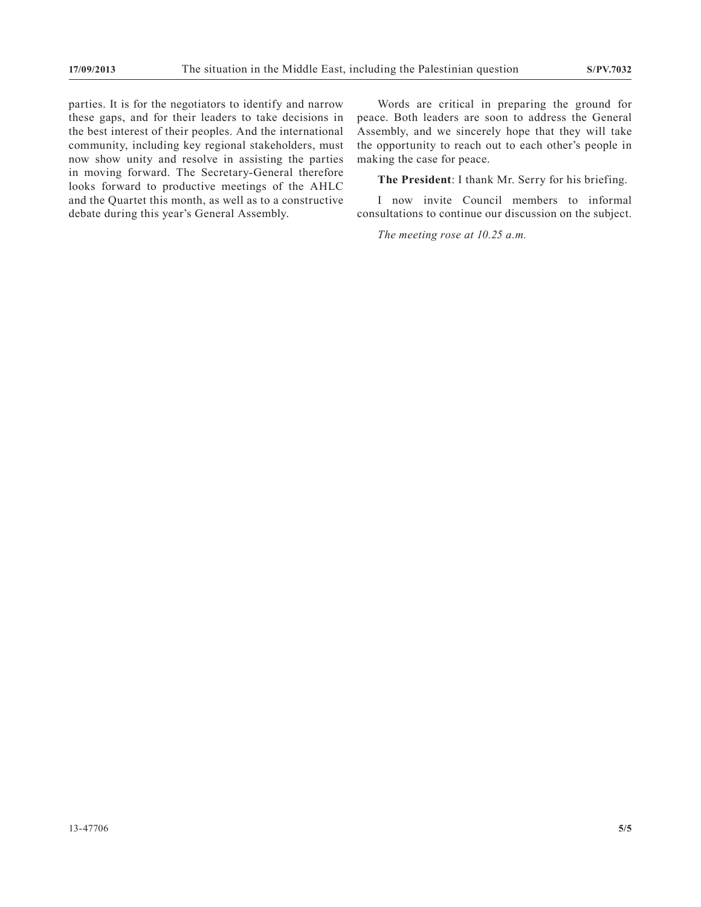parties. It is for the negotiators to identify and narrow these gaps, and for their leaders to take decisions in the best interest of their peoples. And the international community, including key regional stakeholders, must now show unity and resolve in assisting the parties in moving forward. The Secretary-General therefore looks forward to productive meetings of the AHLC and the Quartet this month, as well as to a constructive debate during this year's General Assembly.

Words are critical in preparing the ground for peace. Both leaders are soon to address the General Assembly, and we sincerely hope that they will take the opportunity to reach out to each other's people in making the case for peace.

**The President**: I thank Mr. Serry for his briefing.

I now invite Council members to informal consultations to continue our discussion on the subject.

*The meeting rose at 10.25 a.m.*